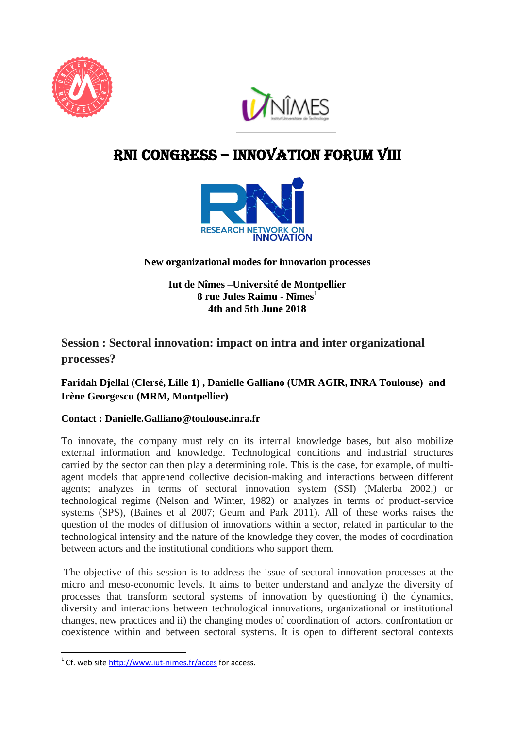# RNI CONGRESS – INNOVATION FORUM VIII

**New organizational modes for innovation processes**

**Iut de Nîmes –Université de Montpellier**
**8 rue Jules Raimu - Nîmes[1]**
**4th and 5th June 2018**

## Session : Sectoral innovation: impact on intra and inter organizational processes?

**Faridah Djellal (Clersé, Lille 1) , Danielle Galliano (UMR AGIR, INRA Toulouse) and Irène Georgescu (MRM, Montpellier)**

**Contact : Danielle.Galliano@toulouse.inra.fr**

To innovate, the company must rely on its internal knowledge bases, but also mobilize external information and knowledge. Technological conditions and industrial structures carried by the sector can then play a determining role. This is the case, for example, of multi-agent models that apprehend collective decision-making and interactions between different agents; analyzes in terms of sectoral innovation system (SSI) (Malerba 2002,) or technological regime (Nelson and Winter, 1982) or analyzes in terms of product-service systems (SPS), (Baines et al 2007; Geum and Park 2011). All of these works raises the question of the modes of diffusion of innovations within a sector, related in particular to the technological intensity and the nature of the knowledge they cover, the modes of coordination between actors and the institutional conditions who support them.

The objective of this session is to address the issue of sectoral innovation processes at the micro and meso-economic levels. It aims to better understand and analyze the diversity of processes that transform sectoral systems of innovation by questioning i) the dynamics, diversity and interactions between technological innovations, organizational or institutional changes, new practices and ii) the changing modes of coordination of actors, confrontation or coexistence within and between sectoral systems. It is open to different sectoral contexts

[1] Cf. web site http://www.iut-nimes.fr/acces for access.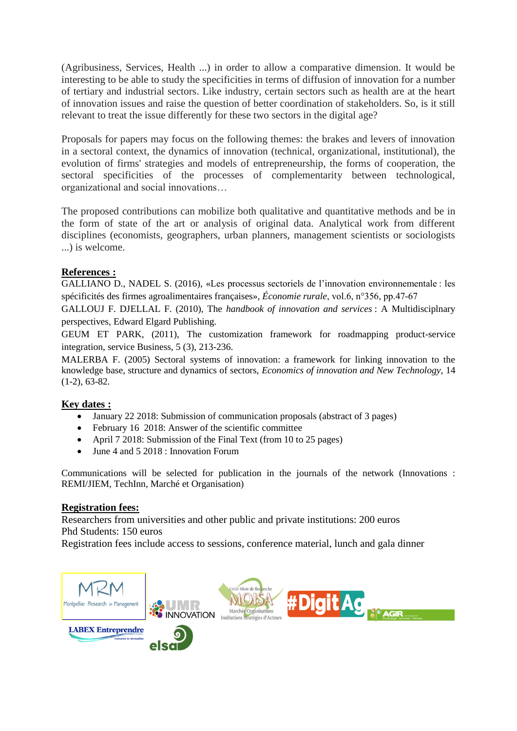(Agribusiness, Services, Health ...) in order to allow a comparative dimension. It would be interesting to be able to study the specificities in terms of diffusion of innovation for a number of tertiary and industrial sectors. Like industry, certain sectors such as health are at the heart of innovation issues and raise the question of better coordination of stakeholders. So, is it still relevant to treat the issue differently for these two sectors in the digital age?

Proposals for papers may focus on the following themes: the brakes and levers of innovation in a sectoral context, the dynamics of innovation (technical, organizational, institutional), the evolution of firms' strategies and models of entrepreneurship, the forms of cooperation, the sectoral specificities of the processes of complementarity between technological, organizational and social innovations…

The proposed contributions can mobilize both qualitative and quantitative methods and be in the form of state of the art or analysis of original data. Analytical work from different disciplines (economists, geographers, urban planners, management scientists or sociologists ...) is welcome.

**References :**

GALLIANO D., NADEL S. (2016), «Les processus sectoriels de l'innovation environnementale : les spécificités des firmes agroalimentaires françaises», *Économie rurale*, vol.6, n°356, pp.47-67

GALLOUJ F. DJELLAL F. (2010), The *handbook of innovation and services* : A Multidisciplnary perspectives, Edward Elgard Publishing.

GEUM ET PARK, (2011), The customization framework for roadmapping product-service integration, service Business, 5 (3), 213-236.

MALERBA F. (2005) Sectoral systems of innovation: a framework for linking innovation to the knowledge base, structure and dynamics of sectors, *Economics of innovation and New Technology*, 14 (1-2), 63-82.

**Key dates :**

- January 22 2018: Submission of communication proposals (abstract of 3 pages)
- February 16 2018: Answer of the scientific committee
- April 7 2018: Submission of the Final Text (from 10 to 25 pages)
- June 4 and 5 2018 : Innovation Forum

Communications will be selected for publication in the journals of the network (Innovations : REMI/JIEM, TechInn, Marché et Organisation)

**Registration fees:**

Researchers from universities and other public and private institutions: 200 euros
Phd Students: 150 euros
Registration fees include access to sessions, conference material, lunch and gala dinner